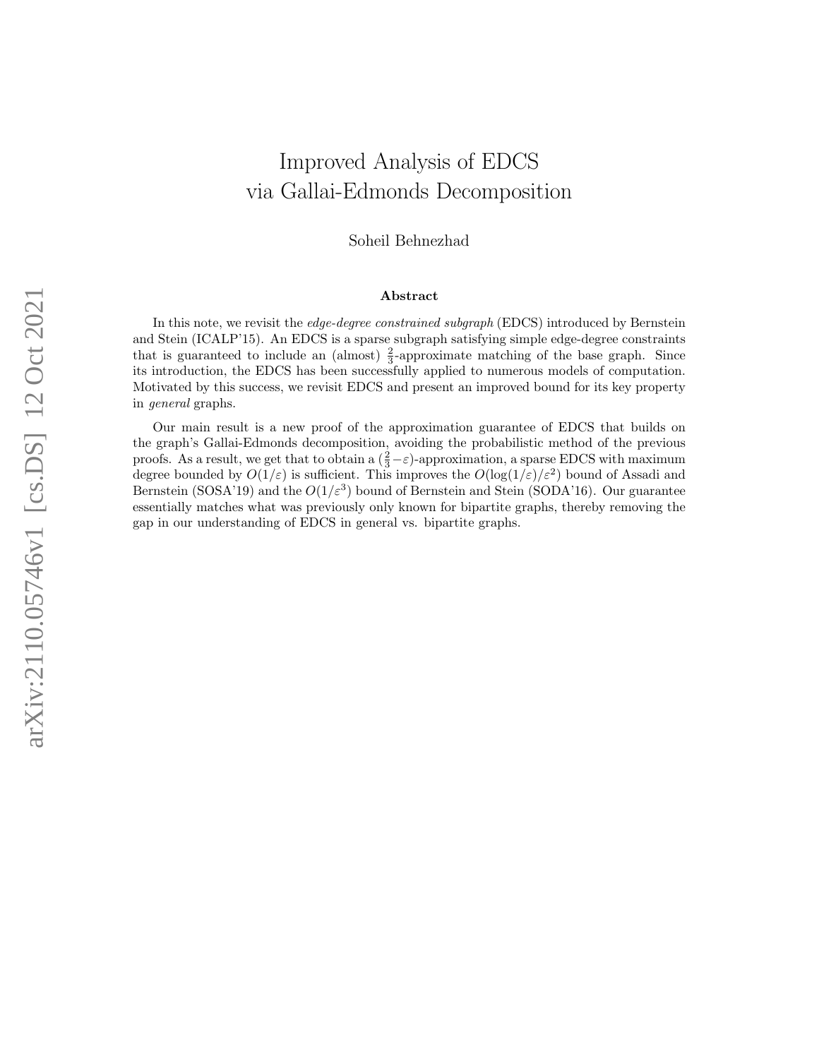# Improved Analysis of EDCS via Gallai-Edmonds Decomposition

Soheil Behnezhad

### Abstract

In this note, we revisit the *edge-degree constrained subgraph* (EDCS) introduced by Bernstein and Stein (ICALP'15). An EDCS is a sparse subgraph satisfying simple edge-degree constraints that is guaranteed to include an (almost) $\frac{2}{3}$-approximate matching of the base graph. Since its introduction, the EDCS has been successfully applied to numerous models of computation. Motivated by this success, we revisit EDCS and present an improved bound for its key property in *general* graphs.

Our main result is a new proof of the approximation guarantee of EDCS that builds on the graph's Gallai-Edmonds decomposition, avoiding the probabilistic method of the previous proofs. As a result, we get that to obtain a $(\frac{2}{3} - \varepsilon)$-approximation, a sparse EDCS with maximum degree bounded by $O(1/\varepsilon)$ is sufficient. This improves the $O(\log(1/\varepsilon)/\varepsilon^2)$ bound of Assadi and Bernstein (SOSA'19) and the $O(1/\varepsilon^3)$ bound of Bernstein and Stein (SODA'16). Our guarantee essentially matches what was previously only known for bipartite graphs, thereby removing the gap in our understanding of EDCS in general vs. bipartite graphs.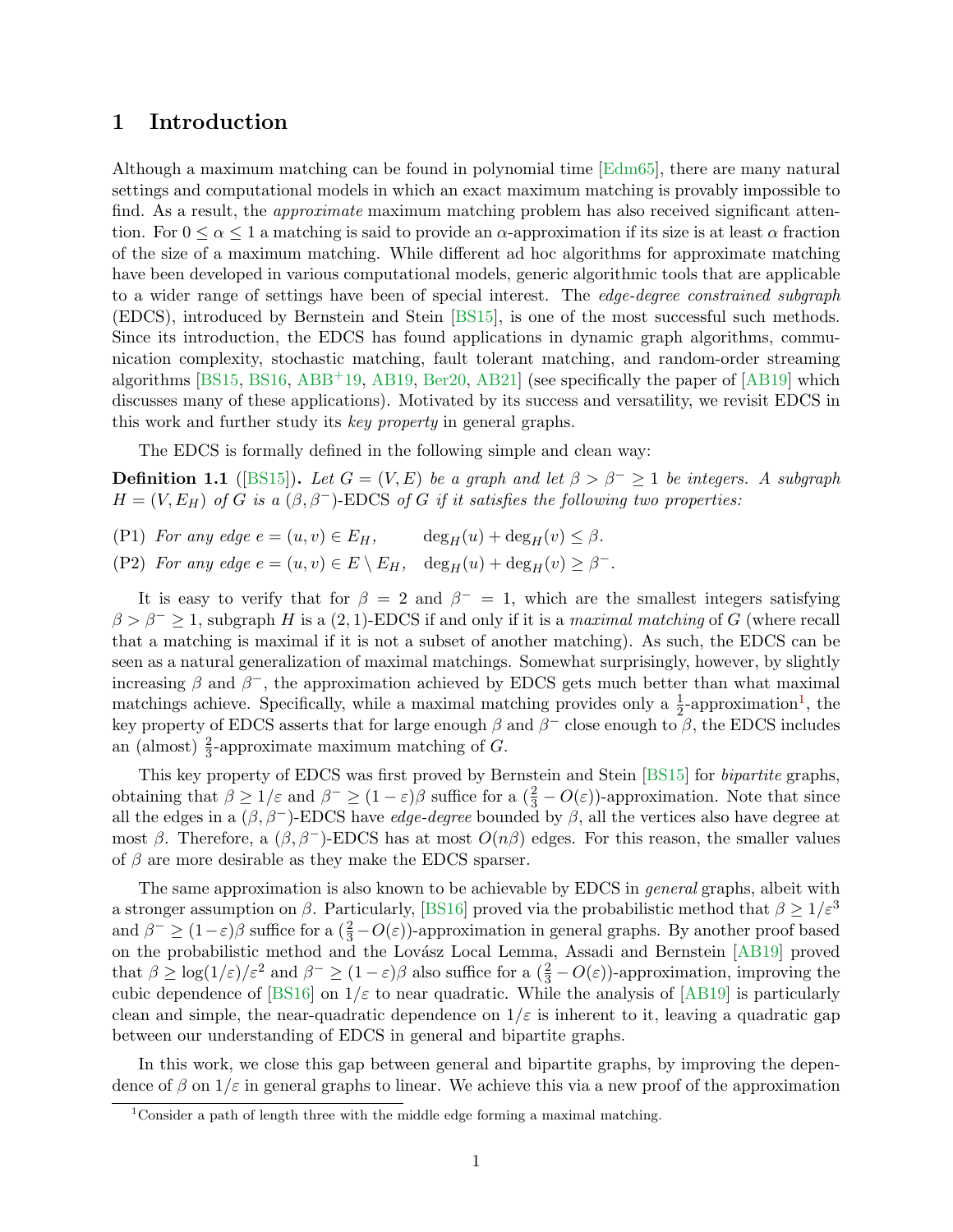## 1 Introduction

Although a maximum matching can be found in polynomial time [Edm65], there are many natural settings and computational models in which an exact maximum matching is provably impossible to find. As a result, the *approximate* maximum matching problem has also received significant attention. For $0 \leq \alpha \leq 1$ a matching is said to provide an $\alpha$-approximation if its size is at least $\alpha$ fraction of the size of a maximum matching. While different ad hoc algorithms for approximate matching have been developed in various computational models, generic algorithmic tools that are applicable to a wider range of settings have been of special interest. The *edge-degree constrained subgraph* (EDCS), introduced by Bernstein and Stein [BS15], is one of the most successful such methods. Since its introduction, the EDCS has found applications in dynamic graph algorithms, communication complexity, stochastic matching, fault tolerant matching, and random-order streaming algorithms [BS15, BS16, ABB+19, AB19, Ber20, AB21] (see specifically the paper of [AB19] which discusses many of these applications). Motivated by its success and versatility, we revisit EDCS in this work and further study its *key property* in general graphs.

The EDCS is formally defined in the following simple and clean way:

**Definition 1.1** ([BS15]). *Let $G = (V, E)$ be a graph and let $\beta > \beta^- \geq 1$ be integers. A subgraph $H = (V, E_H)$ of $G$ is a $(\beta, \beta^-)$-EDCS of $G$ if it satisfies the following two properties:*

(P1) *For any edge $e = (u, v) \in E_H$,* $\quad \deg_H(u) + \deg_H(v) \leq \beta.$

(P2) *For any edge $e = (u, v) \in E \setminus E_H$,* $\quad \deg_H(u) + \deg_H(v) \geq \beta^-.$

It is easy to verify that for $\beta = 2$ and $\beta^- = 1$, which are the smallest integers satisfying $\beta > \beta^- \geq 1$, subgraph $H$ is a $(2, 1)$-EDCS if and only if it is a *maximal matching* of $G$ (where recall that a matching is maximal if it is not a subset of another matching). As such, the EDCS can be seen as a natural generalization of maximal matchings. Somewhat surprisingly, however, by slightly increasing $\beta$ and $\beta^-$, the approximation achieved by EDCS gets much better than what maximal matchings achieve. Specifically, while a maximal matching provides only a $\frac{1}{2}$-approximation[1], the key property of EDCS asserts that for large enough $\beta$ and $\beta^-$ close enough to $\beta$, the EDCS includes an (almost) $\frac{2}{3}$-approximate maximum matching of $G$.

This key property of EDCS was first proved by Bernstein and Stein [BS15] for *bipartite* graphs, obtaining that $\beta \geq 1/\varepsilon$ and $\beta^- \geq (1 - \varepsilon)\beta$ suffice for a $(\frac{2}{3} - O(\varepsilon))$-approximation. Note that since all the edges in a $(\beta, \beta^-)$-EDCS have *edge-degree* bounded by $\beta$, all the vertices also have degree at most $\beta$. Therefore, a $(\beta, \beta^-)$-EDCS has at most $O(n\beta)$ edges. For this reason, the smaller values of $\beta$ are more desirable as they make the EDCS sparser.

The same approximation is also known to be achievable by EDCS in *general* graphs, albeit with a stronger assumption on $\beta$. Particularly, [BS16] proved via the probabilistic method that $\beta \geq 1/\varepsilon^3$ and $\beta^- \geq (1-\varepsilon)\beta$ suffice for a $(\frac{2}{3} - O(\varepsilon))$-approximation in general graphs. By another proof based on the probabilistic method and the Lovász Local Lemma, Assadi and Bernstein [AB19] proved that $\beta \geq \log(1/\varepsilon)/\varepsilon^2$ and $\beta^- \geq (1 - \varepsilon)\beta$ also suffice for a $(\frac{2}{3} - O(\varepsilon))$-approximation, improving the cubic dependence of [BS16] on $1/\varepsilon$ to near quadratic. While the analysis of [AB19] is particularly clean and simple, the near-quadratic dependence on $1/\varepsilon$ is inherent to it, leaving a quadratic gap between our understanding of EDCS in general and bipartite graphs.

In this work, we close this gap between general and bipartite graphs, by improving the dependence of $\beta$ on $1/\varepsilon$ in general graphs to linear. We achieve this via a new proof of the approximation

[1] Consider a path of length three with the middle edge forming a maximal matching.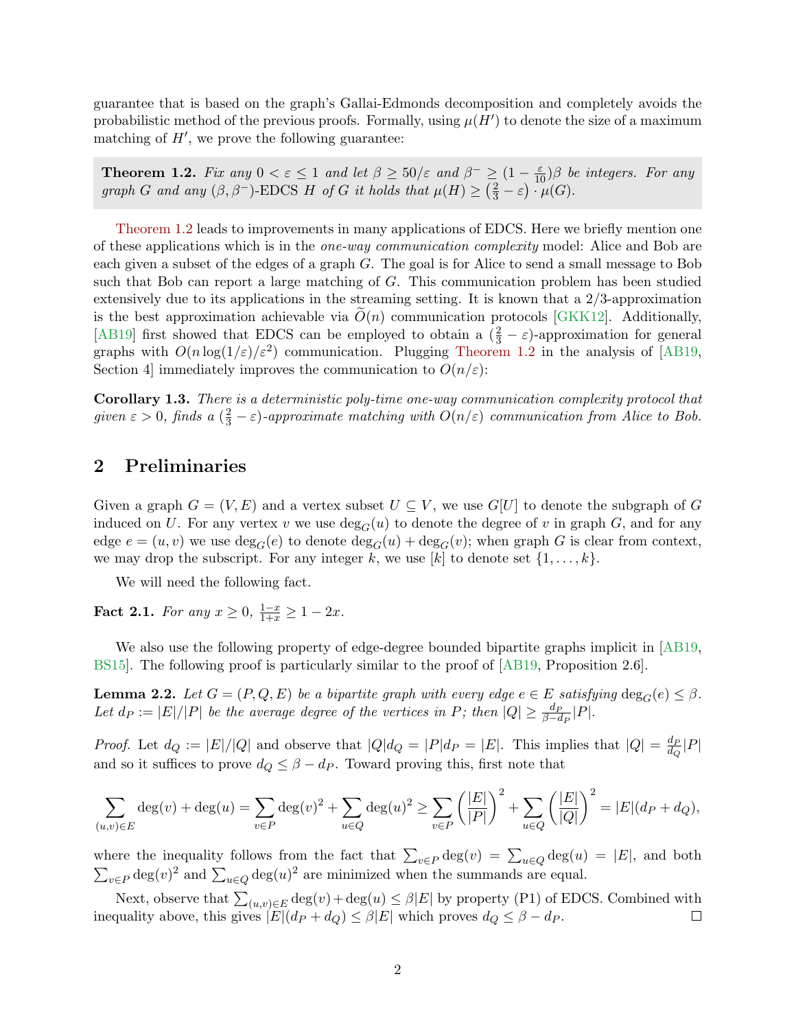guarantee that is based on the graph's Gallai-Edmonds decomposition and completely avoids the probabilistic method of the previous proofs. Formally, using $\mu(H')$ to denote the size of a maximum matching of $H'$, we prove the following guarantee:

**Theorem 1.2.** *Fix any $0 < \varepsilon \leq 1$ and let $\beta \geq 50/\varepsilon$ and $\beta^- \geq (1 - \frac{\varepsilon}{10})\beta$ be integers. For any graph $G$ and any $(\beta, \beta^-)$-EDCS $H$ of $G$ it holds that $\mu(H) \geq \left(\frac{2}{3} - \varepsilon\right) \cdot \mu(G)$.*

Theorem 1.2 leads to improvements in many applications of EDCS. Here we briefly mention one of these applications which is in the *one-way communication complexity* model: Alice and Bob are each given a subset of the edges of a graph $G$. The goal is for Alice to send a small message to Bob such that Bob can report a large matching of $G$. This communication problem has been studied extensively due to its applications in the streaming setting. It is known that a 2/3-approximation is the best approximation achievable via $\widetilde{O}(n)$ communication protocols [GKK12]. Additionally, [AB19] first showed that EDCS can be employed to obtain a $(\frac{2}{3} - \varepsilon)$-approximation for general graphs with $O(n \log(1/\varepsilon)/\varepsilon^2)$ communication. Plugging Theorem 1.2 in the analysis of [AB19, Section 4] immediately improves the communication to $O(n/\varepsilon)$:

**Corollary 1.3.** *There is a deterministic poly-time one-way communication complexity protocol that given $\varepsilon > 0$, finds a $(\frac{2}{3} - \varepsilon)$-approximate matching with $O(n/\varepsilon)$ communication from Alice to Bob.*

## 2 Preliminaries

Given a graph $G = (V, E)$ and a vertex subset $U \subseteq V$, we use $G[U]$ to denote the subgraph of $G$ induced on $U$. For any vertex $v$ we use $\deg_G(u)$ to denote the degree of $v$ in graph $G$, and for any edge $e = (u, v)$ we use $\deg_G(e)$ to denote $\deg_G(u) + \deg_G(v)$; when graph $G$ is clear from context, we may drop the subscript. For any integer $k$, we use $[k]$ to denote set $\{1, \ldots, k\}$.

We will need the following fact.

**Fact 2.1.** *For any $x \geq 0$, $\frac{1-x}{1+x} \geq 1 - 2x$.*

We also use the following property of edge-degree bounded bipartite graphs implicit in [AB19, BS15]. The following proof is particularly similar to the proof of [AB19, Proposition 2.6].

**Lemma 2.2.** *Let $G = (P, Q, E)$ be a bipartite graph with every edge $e \in E$ satisfying $\deg_G(e) \leq \beta$. Let $d_P := |E|/|P|$ be the average degree of the vertices in $P$; then $|Q| \geq \frac{d_P}{\beta - d_P}|P|$.*

*Proof.* Let $d_Q := |E|/|Q|$ and observe that $|Q|d_Q = |P|d_P = |E|$. This implies that $|Q| = \frac{d_P}{d_Q}|P|$ and so it suffices to prove $d_Q \leq \beta - d_P$. Toward proving this, first note that

$$\sum_{(u,v)\in E} \deg(v) + \deg(u) = \sum_{v \in P} \deg(v)^2 + \sum_{u \in Q} \deg(u)^2 \geq \sum_{v \in P} \left(\frac{|E|}{|P|}\right)^2 + \sum_{u \in Q} \left(\frac{|E|}{|Q|}\right)^2 = |E|(d_P + d_Q),$$

where the inequality follows from the fact that $\sum_{v\in P} \deg(v) = \sum_{u \in Q} \deg(u) = |E|$, and both $\sum_{v \in P} \deg(v)^2$ and $\sum_{u\in Q} \deg(u)^2$ are minimized when the summands are equal.

Next, observe that $\sum_{(u,v)\in E} \deg(v) + \deg(u) \leq \beta|E|$ by property (P1) of EDCS. Combined with inequality above, this gives $|E|(d_P + d_Q) \leq \beta|E|$ which proves $d_Q \leq \beta - d_P$. $\square$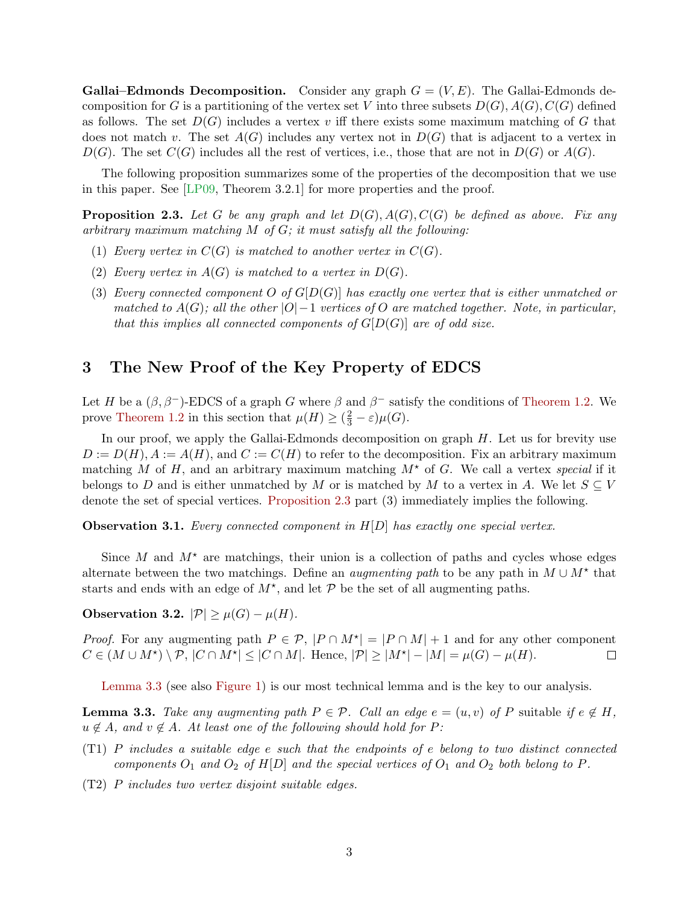**Gallai–Edmonds Decomposition.** Consider any graph $G = (V, E)$. The Gallai-Edmonds decomposition for $G$ is a partitioning of the vertex set $V$ into three subsets $D(G), A(G), C(G)$ defined as follows. The set $D(G)$ includes a vertex $v$ iff there exists some maximum matching of $G$ that does not match $v$. The set $A(G)$ includes any vertex not in $D(G)$ that is adjacent to a vertex in $D(G)$. The set $C(G)$ includes all the rest of vertices, i.e., those that are not in $D(G)$ or $A(G)$.

The following proposition summarizes some of the properties of the decomposition that we use in this paper. See [LP09, Theorem 3.2.1] for more properties and the proof.

**Proposition 2.3.** *Let $G$ be any graph and let $D(G), A(G), C(G)$ be defined as above. Fix any arbitrary maximum matching $M$ of $G$; it must satisfy all the following:*

(1) *Every vertex in $C(G)$ is matched to another vertex in $C(G)$.*

(2) *Every vertex in $A(G)$ is matched to a vertex in $D(G)$.*

(3) *Every connected component $O$ of $G[D(G)]$ has exactly one vertex that is either unmatched or matched to $A(G)$; all the other $|O| - 1$ vertices of $O$ are matched together. Note, in particular, that this implies all connected components of $G[D(G)]$ are of odd size.*

# 3 The New Proof of the Key Property of EDCS

Let $H$ be a $(\beta, \beta^-)$-EDCS of a graph $G$ where $\beta$ and $\beta^-$ satisfy the conditions of Theorem 1.2. We prove Theorem 1.2 in this section that $\mu(H) \geq (\frac{2}{3} - \varepsilon)\mu(G)$.

In our proof, we apply the Gallai-Edmonds decomposition on graph $H$. Let us for brevity use $D := D(H)$, $A := A(H)$, and $C := C(H)$ to refer to the decomposition. Fix an arbitrary maximum matching $M$ of $H$, and an arbitrary maximum matching $M^\star$ of $G$. We call a vertex *special* if it belongs to $D$ and is either unmatched by $M$ or is matched by $M$ to a vertex in $A$. We let $S \subseteq V$ denote the set of special vertices. Proposition 2.3 part (3) immediately implies the following.

**Observation 3.1.** *Every connected component in $H[D]$ has exactly one special vertex.*

Since $M$ and $M^\star$ are matchings, their union is a collection of paths and cycles whose edges alternate between the two matchings. Define an *augmenting path* to be any path in $M \cup M^\star$ that starts and ends with an edge of $M^\star$, and let $\mathcal{P}$ be the set of all augmenting paths.

**Observation 3.2.** $|\mathcal{P}| \geq \mu(G) - \mu(H)$.

*Proof.* For any augmenting path $P \in \mathcal{P}$, $|P \cap M^\star| = |P \cap M| + 1$ and for any other component $C \in (M \cup M^\star) \setminus \mathcal{P}$, $|C \cap M^\star| \leq |C \cap M|$. Hence, $|\mathcal{P}| \geq |M^\star| - |M| = \mu(G) - \mu(H)$. $\square$

Lemma 3.3 (see also Figure 1) is our most technical lemma and is the key to our analysis.

**Lemma 3.3.** *Take any augmenting path $P \in \mathcal{P}$. Call an edge $e = (u, v)$ of $P$* suitable *if $e \notin H$, $u \notin A$, and $v \notin A$. At least one of the following should hold for $P$:*

(T1) *$P$ includes a suitable edge $e$ such that the endpoints of $e$ belong to two distinct connected components $O_1$ and $O_2$ of $H[D]$ and the special vertices of $O_1$ and $O_2$ both belong to $P$.*

(T2) *$P$ includes two vertex disjoint suitable edges.*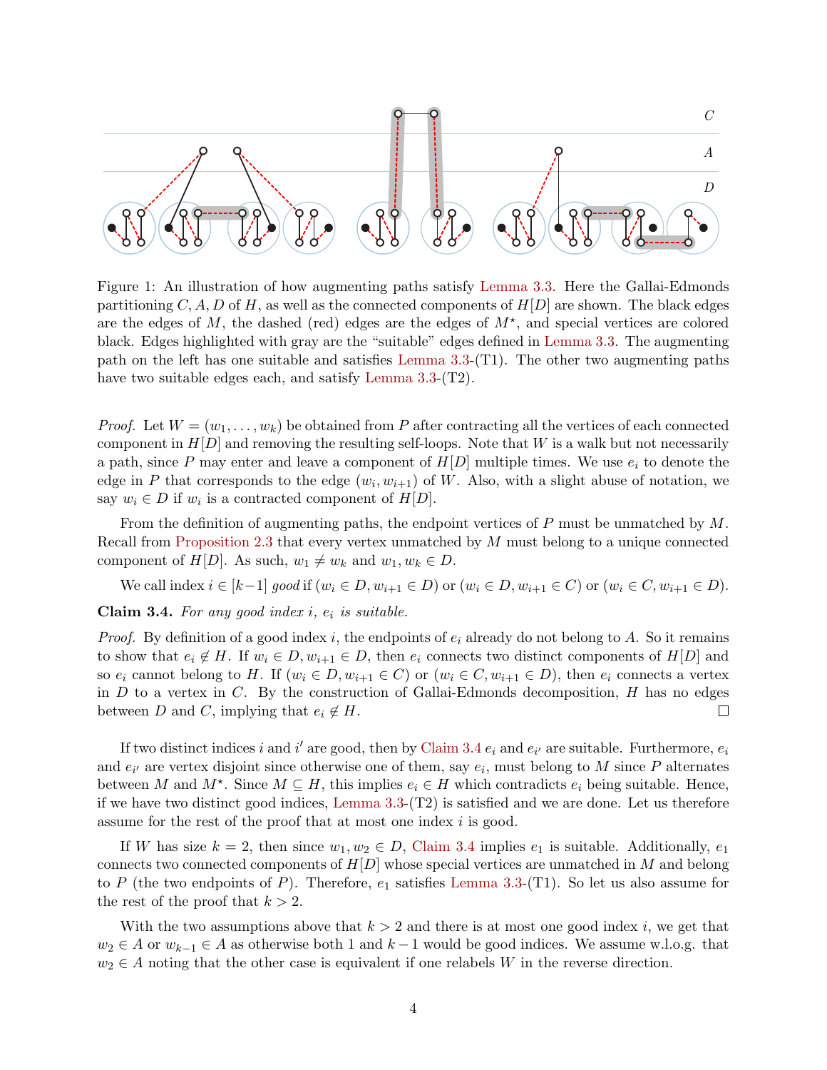Figure 1: An illustration of how augmenting paths satisfy Lemma 3.3. Here the Gallai-Edmonds partitioning $C, A, D$ of $H$, as well as the connected components of $H[D]$ are shown. The black edges are the edges of $M$, the dashed (red) edges are the edges of $M^\star$, and special vertices are colored black. Edges highlighted with gray are the "suitable" edges defined in Lemma 3.3. The augmenting path on the left has one suitable and satisfies Lemma 3.3-(T1). The other two augmenting paths have two suitable edges each, and satisfy Lemma 3.3-(T2).

*Proof.* Let $W = (w_1, \ldots, w_k)$ be obtained from $P$ after contracting all the vertices of each connected component in $H[D]$ and removing the resulting self-loops. Note that $W$ is a walk but not necessarily a path, since $P$ may enter and leave a component of $H[D]$ multiple times. We use $e_i$ to denote the edge in $P$ that corresponds to the edge $(w_i, w_{i+1})$ of $W$. Also, with a slight abuse of notation, we say $w_i \in D$ if $w_i$ is a contracted component of $H[D]$.

From the definition of augmenting paths, the endpoint vertices of $P$ must be unmatched by $M$. Recall from Proposition 2.3 that every vertex unmatched by $M$ must belong to a unique connected component of $H[D]$. As such, $w_1 \neq w_k$ and $w_1, w_k \in D$.

We call index $i \in [k-1]$ *good* if $(w_i \in D, w_{i+1} \in D)$ or $(w_i \in D, w_{i+1} \in C)$ or $(w_i \in C, w_{i+1} \in D)$.

**Claim 3.4.** *For any good index $i$, $e_i$ is suitable.*

*Proof.* By definition of a good index $i$, the endpoints of $e_i$ already do not belong to $A$. So it remains to show that $e_i \notin H$. If $w_i \in D, w_{i+1} \in D$, then $e_i$ connects two distinct components of $H[D]$ and so $e_i$ cannot belong to $H$. If $(w_i \in D, w_{i+1} \in C)$ or $(w_i \in C, w_{i+1} \in D)$, then $e_i$ connects a vertex in $D$ to a vertex in $C$. By the construction of Gallai-Edmonds decomposition, $H$ has no edges between $D$ and $C$, implying that $e_i \notin H$. $\square$

If two distinct indices $i$ and $i'$ are good, then by Claim 3.4 $e_i$ and $e_{i'}$ are suitable. Furthermore, $e_i$ and $e_{i'}$ are vertex disjoint since otherwise one of them, say $e_i$, must belong to $M$ since $P$ alternates between $M$ and $M^\star$. Since $M \subseteq H$, this implies $e_i \in H$ which contradicts $e_i$ being suitable. Hence, if we have two distinct good indices, Lemma 3.3-(T2) is satisfied and we are done. Let us therefore assume for the rest of the proof that at most one index $i$ is good.

If $W$ has size $k = 2$, then since $w_1, w_2 \in D$, Claim 3.4 implies $e_1$ is suitable. Additionally, $e_1$ connects two connected components of $H[D]$ whose special vertices are unmatched in $M$ and belong to $P$ (the two endpoints of $P$). Therefore, $e_1$ satisfies Lemma 3.3-(T1). So let us also assume for the rest of the proof that $k > 2$.

With the two assumptions above that $k > 2$ and there is at most one good index $i$, we get that $w_2 \in A$ or $w_{k-1} \in A$ as otherwise both 1 and $k-1$ would be good indices. We assume w.l.o.g. that $w_2 \in A$ noting that the other case is equivalent if one relabels $W$ in the reverse direction.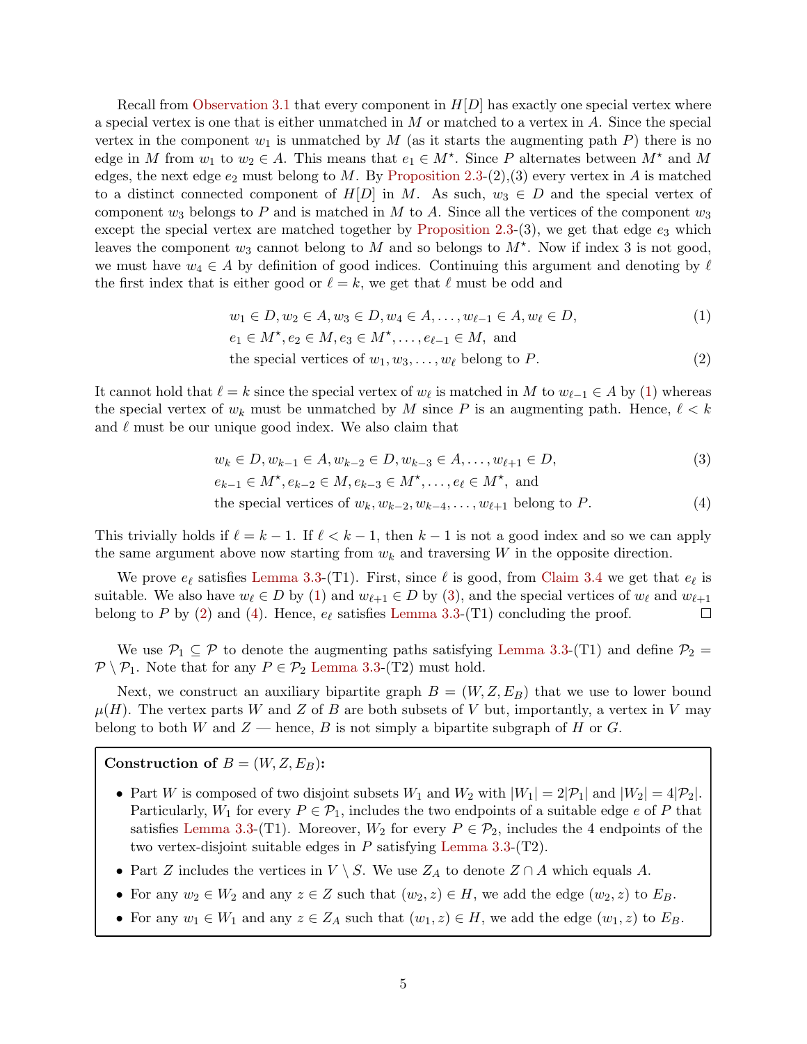Recall from Observation 3.1 that every component in $H[D]$ has exactly one special vertex where a special vertex is one that is either unmatched in $M$ or matched to a vertex in $A$. Since the special vertex in the component $w_1$ is unmatched by $M$ (as it starts the augmenting path $P$) there is no edge in $M$ from $w_1$ to $w_2 \in A$. This means that $e_1 \in M^\star$. Since $P$ alternates between $M^\star$ and $M$ edges, the next edge $e_2$ must belong to $M$. By Proposition 2.3-(2),(3) every vertex in $A$ is matched to a distinct connected component of $H[D]$ in $M$. As such, $w_3 \in D$ and the special vertex of component $w_3$ belongs to $P$ and is matched in $M$ to $A$. Since all the vertices of the component $w_3$ except the special vertex are matched together by Proposition 2.3-(3), we get that edge $e_3$ which leaves the component $w_3$ cannot belong to $M$ and so belongs to $M^\star$. Now if index 3 is not good, we must have $w_4 \in A$ by definition of good indices. Continuing this argument and denoting by $\ell$ the first index that is either good or $\ell = k$, we get that $\ell$ must be odd and

$$w_1 \in D, w_2 \in A, w_3 \in D, w_4 \in A, \ldots, w_{\ell-1} \in A, w_\ell \in D, \tag{1}$$

$$e_1 \in M^\star, e_2 \in M, e_3 \in M^\star, \ldots, e_{\ell-1} \in M, \text{ and}$$

$$\text{the special vertices of } w_1, w_3, \ldots, w_\ell \text{ belong to } P. \tag{2}$$

It cannot hold that $\ell = k$ since the special vertex of $w_\ell$ is matched in $M$ to $w_{\ell-1} \in A$ by (1) whereas the special vertex of $w_k$ must be unmatched by $M$ since $P$ is an augmenting path. Hence, $\ell < k$ and $\ell$ must be our unique good index. We also claim that

$$w_k \in D, w_{k-1} \in A, w_{k-2} \in D, w_{k-3} \in A, \ldots, w_{\ell+1} \in D, \tag{3}$$

$$e_{k-1} \in M^\star, e_{k-2} \in M, e_{k-3} \in M^\star, \ldots, e_\ell \in M^\star, \text{ and}$$

$$\text{the special vertices of } w_k, w_{k-2}, w_{k-4}, \ldots, w_{\ell+1} \text{ belong to } P. \tag{4}$$

This trivially holds if $\ell = k-1$. If $\ell < k-1$, then $k-1$ is not a good index and so we can apply the same argument above now starting from $w_k$ and traversing $W$ in the opposite direction.

We prove $e_\ell$ satisfies Lemma 3.3-(T1). First, since $\ell$ is good, from Claim 3.4 we get that $e_\ell$ is suitable. We also have $w_\ell \in D$ by (1) and $w_{\ell+1} \in D$ by (3), and the special vertices of $w_\ell$ and $w_{\ell+1}$ belong to $P$ by (2) and (4). Hence, $e_\ell$ satisfies Lemma 3.3-(T1) concluding the proof. □

We use $\mathcal{P}_1 \subseteq \mathcal{P}$ to denote the augmenting paths satisfying Lemma 3.3-(T1) and define $\mathcal{P}_2 = \mathcal{P} \setminus \mathcal{P}_1$. Note that for any $P \in \mathcal{P}_2$ Lemma 3.3-(T2) must hold.

Next, we construct an auxiliary bipartite graph $B = (W, Z, E_B)$ that we use to lower bound $\mu(H)$. The vertex parts $W$ and $Z$ of $B$ are both subsets of $V$ but, importantly, a vertex in $V$ may belong to both $W$ and $Z$ — hence, $B$ is not simply a bipartite subgraph of $H$ or $G$.

**Construction of $B = (W, Z, E_B)$:**

- Part $W$ is composed of two disjoint subsets $W_1$ and $W_2$ with $|W_1| = 2|\mathcal{P}_1|$ and $|W_2| = 4|\mathcal{P}_2|$. Particularly, $W_1$ for every $P \in \mathcal{P}_1$, includes the two endpoints of a suitable edge $e$ of $P$ that satisfies Lemma 3.3-(T1). Moreover, $W_2$ for every $P \in \mathcal{P}_2$, includes the 4 endpoints of the two vertex-disjoint suitable edges in $P$ satisfying Lemma 3.3-(T2).
- Part $Z$ includes the vertices in $V \setminus S$. We use $Z_A$ to denote $Z \cap A$ which equals $A$.
- For any $w_2 \in W_2$ and any $z \in Z$ such that $(w_2, z) \in H$, we add the edge $(w_2, z)$ to $E_B$.
- For any $w_1 \in W_1$ and any $z \in Z_A$ such that $(w_1, z) \in H$, we add the edge $(w_1, z)$ to $E_B$.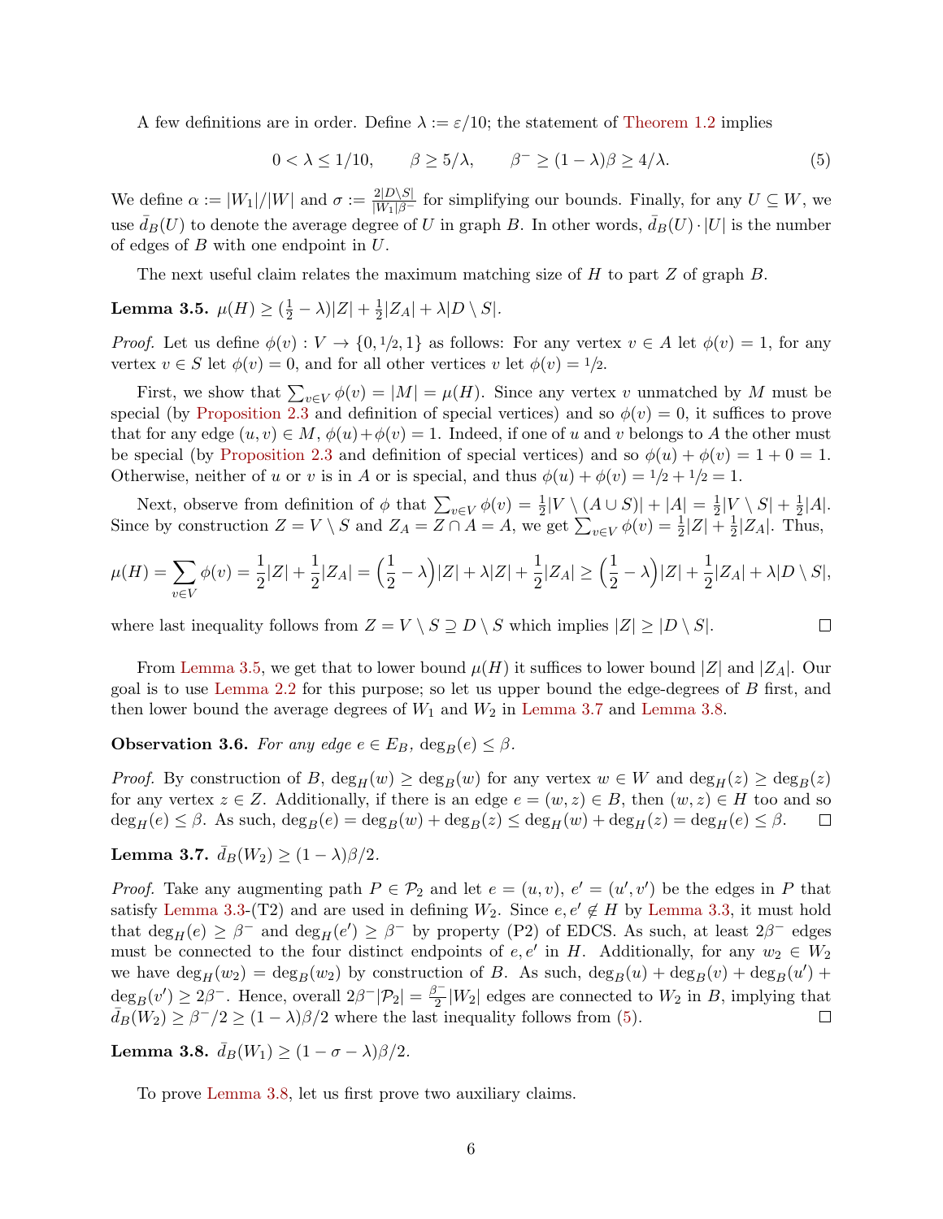A few definitions are in order. Define $\lambda := \varepsilon/10$; the statement of Theorem 1.2 implies

$$0 < \lambda \le 1/10, \qquad \beta \ge 5/\lambda, \qquad \beta^- \ge (1-\lambda)\beta \ge 4/\lambda. \tag{5}$$

We define $\alpha := |W_1|/|W|$ and $\sigma := \frac{2|D \setminus S|}{|W_1|\beta^-}$ for simplifying our bounds. Finally, for any $U \subseteq W$, we use $\bar{d}_B(U)$ to denote the average degree of $U$ in graph $B$. In other words, $\bar{d}_B(U) \cdot |U|$ is the number of edges of $B$ with one endpoint in $U$.

The next useful claim relates the maximum matching size of $H$ to part $Z$ of graph $B$.

**Lemma 3.5.** $\mu(H) \ge (\frac{1}{2} - \lambda)|Z| + \frac{1}{2}|Z_A| + \lambda|D \setminus S|$.

*Proof.* Let us define $\phi(v) : V \to \{0, 1/2, 1\}$ as follows: For any vertex $v \in A$ let $\phi(v) = 1$, for any vertex $v \in S$ let $\phi(v) = 0$, and for all other vertices $v$ let $\phi(v) = 1/2$.

First, we show that $\sum_{v \in V} \phi(v) = |M| = \mu(H)$. Since any vertex $v$ unmatched by $M$ must be special (by Proposition 2.3 and definition of special vertices) and so $\phi(v) = 0$, it suffices to prove that for any edge $(u,v) \in M$, $\phi(u) + \phi(v) = 1$. Indeed, if one of $u$ and $v$ belongs to $A$ the other must be special (by Proposition 2.3 and definition of special vertices) and so $\phi(u) + \phi(v) = 1 + 0 = 1$. Otherwise, neither of $u$ or $v$ is in $A$ or is special, and thus $\phi(u) + \phi(v) = 1/2 + 1/2 = 1$.

Next, observe from definition of $\phi$ that $\sum_{v \in V} \phi(v) = \frac{1}{2}|V \setminus (A \cup S)| + |A| = \frac{1}{2}|V \setminus S| + \frac{1}{2}|A|$. Since by construction $Z = V \setminus S$ and $Z_A = Z \cap A = A$, we get $\sum_{v \in V} \phi(v) = \frac{1}{2}|Z| + \frac{1}{2}|Z_A|$. Thus,

$$\mu(H) = \sum_{v \in V} \phi(v) = \frac{1}{2}|Z| + \frac{1}{2}|Z_A| = \Big(\frac{1}{2} - \lambda\Big)|Z| + \lambda|Z| + \frac{1}{2}|Z_A| \ge \Big(\frac{1}{2} - \lambda\Big)|Z| + \frac{1}{2}|Z_A| + \lambda|D \setminus S|,$$

where last inequality follows from $Z = V \setminus S \supseteq D \setminus S$ which implies $|Z| \ge |D \setminus S|$. $\square$

From Lemma 3.5, we get that to lower bound $\mu(H)$ it suffices to lower bound $|Z|$ and $|Z_A|$. Our goal is to use Lemma 2.2 for this purpose; so let us upper bound the edge-degrees of $B$ first, and then lower bound the average degrees of $W_1$ and $W_2$ in Lemma 3.7 and Lemma 3.8.

**Observation 3.6.** *For any edge $e \in E_B$, $\deg_B(e) \le \beta$.*

*Proof.* By construction of $B$, $\deg_H(w) \ge \deg_B(w)$ for any vertex $w \in W$ and $\deg_H(z) \ge \deg_B(z)$ for any vertex $z \in Z$. Additionally, if there is an edge $e = (w,z) \in B$, then $(w,z) \in H$ too and so $\deg_H(e) \le \beta$. As such, $\deg_B(e) = \deg_B(w) + \deg_B(z) \le \deg_H(w) + \deg_H(z) = \deg_H(e) \le \beta$. $\square$

**Lemma 3.7.** $\bar{d}_B(W_2) \ge (1-\lambda)\beta/2$.

*Proof.* Take any augmenting path $P \in \mathcal{P}_2$ and let $e = (u,v)$, $e' = (u',v')$ be the edges in $P$ that satisfy Lemma 3.3-(T2) and are used in defining $W_2$. Since $e, e' \notin H$ by Lemma 3.3, it must hold that $\deg_H(e) \ge \beta^-$ and $\deg_H(e') \ge \beta^-$ by property (P2) of EDCS. As such, at least $2\beta^-$ edges must be connected to the four distinct endpoints of $e, e'$ in $H$. Additionally, for any $w_2 \in W_2$ we have $\deg_H(w_2) = \deg_B(w_2)$ by construction of $B$. As such, $\deg_B(u) + \deg_B(v) + \deg_B(u') + \deg_B(v') \ge 2\beta^-$. Hence, overall $2\beta^-|\mathcal{P}_2| = \frac{\beta^-}{2}|W_2|$ edges are connected to $W_2$ in $B$, implying that $\bar{d}_B(W_2) \ge \beta^-/2 \ge (1-\lambda)\beta/2$ where the last inequality follows from (5). $\square$

**Lemma 3.8.** $\bar{d}_B(W_1) \ge (1 - \sigma - \lambda)\beta/2$.

To prove Lemma 3.8, let us first prove two auxiliary claims.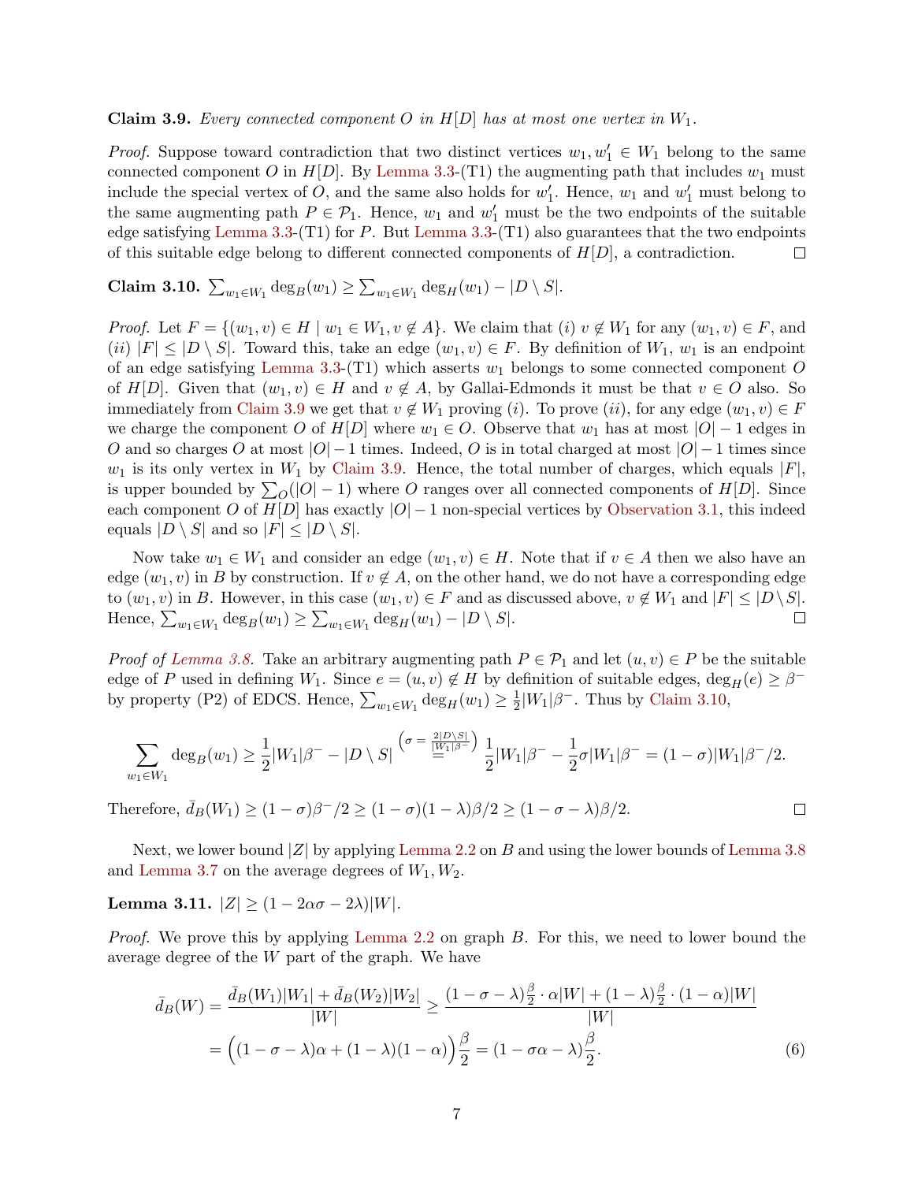**Claim 3.9.** *Every connected component $O$ in $H[D]$ has at most one vertex in $W_1$.*

*Proof.* Suppose toward contradiction that two distinct vertices $w_1, w_1' \in W_1$ belong to the same connected component $O$ in $H[D]$. By Lemma 3.3-(T1) the augmenting path that includes $w_1$ must include the special vertex of $O$, and the same also holds for $w_1'$. Hence, $w_1$ and $w_1'$ must belong to the same augmenting path $P \in \mathcal{P}_1$. Hence, $w_1$ and $w_1'$ must be the two endpoints of the suitable edge satisfying Lemma 3.3-(T1) for $P$. But Lemma 3.3-(T1) also guarantees that the two endpoints of this suitable edge belong to different connected components of $H[D]$, a contradiction. □

**Claim 3.10.** $\sum_{w_1 \in W_1} \deg_B(w_1) \geq \sum_{w_1 \in W_1} \deg_H(w_1) - |D \setminus S|$.

*Proof.* Let $F = \{(w_1, v) \in H \mid w_1 \in W_1, v \notin A\}$. We claim that $(i)$ $v \notin W_1$ for any $(w_1, v) \in F$, and $(ii)$ $|F| \leq |D \setminus S|$. Toward this, take an edge $(w_1, v) \in F$. By definition of $W_1$, $w_1$ is an endpoint of an edge satisfying Lemma 3.3-(T1) which asserts $w_1$ belongs to some connected component $O$ of $H[D]$. Given that $(w_1, v) \in H$ and $v \notin A$, by Gallai-Edmonds it must be that $v \in O$ also. So immediately from Claim 3.9 we get that $v \notin W_1$ proving $(i)$. To prove $(ii)$, for any edge $(w_1, v) \in F$ we charge the component $O$ of $H[D]$ where $w_1 \in O$. Observe that $w_1$ has at most $|O| - 1$ edges in $O$ and so charges $O$ at most $|O| - 1$ times. Indeed, $O$ is in total charged at most $|O| - 1$ times since $w_1$ is its only vertex in $W_1$ by Claim 3.9. Hence, the total number of charges, which equals $|F|$, is upper bounded by $\sum_O (|O| - 1)$ where $O$ ranges over all connected components of $H[D]$. Since each component $O$ of $H[D]$ has exactly $|O| - 1$ non-special vertices by Observation 3.1, this indeed equals $|D \setminus S|$ and so $|F| \leq |D \setminus S|$.

Now take $w_1 \in W_1$ and consider an edge $(w_1, v) \in H$. Note that if $v \in A$ then we also have an edge $(w_1, v)$ in $B$ by construction. If $v \notin A$, on the other hand, we do not have a corresponding edge to $(w_1, v)$ in $B$. However, in this case $(w_1, v) \in F$ and as discussed above, $v \notin W_1$ and $|F| \leq |D \setminus S|$. Hence, $\sum_{w_1 \in W_1} \deg_B(w_1) \geq \sum_{w_1 \in W_1} \deg_H(w_1) - |D \setminus S|$. □

*Proof of Lemma 3.8.* Take an arbitrary augmenting path $P \in \mathcal{P}_1$ and let $(u, v) \in P$ be the suitable edge of $P$ used in defining $W_1$. Since $e = (u, v) \notin H$ by definition of suitable edges, $\deg_H(e) \geq \beta^-$ by property (P2) of EDCS. Hence, $\sum_{w_1 \in W_1} \deg_H(w_1) \geq \frac{1}{2}|W_1|\beta^-$. Thus by Claim 3.10,

$$\sum_{w_1 \in W_1} \deg_B(w_1) \geq \frac{1}{2}|W_1|\beta^- - |D \setminus S| \overset{\left(\sigma = \frac{2|D \setminus S|}{|W_1|\beta^-}\right)}{=} \frac{1}{2}|W_1|\beta^- - \frac{1}{2}\sigma|W_1|\beta^- = (1 - \sigma)|W_1|\beta^-/2.$$

Therefore, $\bar{d}_B(W_1) \geq (1 - \sigma)\beta^-/2 \geq (1 - \sigma)(1 - \lambda)\beta/2 \geq (1 - \sigma - \lambda)\beta/2$. □

Next, we lower bound $|Z|$ by applying Lemma 2.2 on $B$ and using the lower bounds of Lemma 3.8 and Lemma 3.7 on the average degrees of $W_1, W_2$.

**Lemma 3.11.** $|Z| \geq (1 - 2\alpha\sigma - 2\lambda)|W|$.

*Proof.* We prove this by applying Lemma 2.2 on graph $B$. For this, we need to lower bound the average degree of the $W$ part of the graph. We have

$$\begin{aligned}
\bar{d}_B(W) &= \frac{\bar{d}_B(W_1)|W_1| + \bar{d}_B(W_2)|W_2|}{|W|} \geq \frac{(1 - \sigma - \lambda)\frac{\beta}{2} \cdot \alpha|W| + (1 - \lambda)\frac{\beta}{2} \cdot (1 - \alpha)|W|}{|W|} \\
&= \Big((1 - \sigma - \lambda)\alpha + (1 - \lambda)(1 - \alpha)\Big)\frac{\beta}{2} = (1 - \sigma\alpha - \lambda)\frac{\beta}{2}.
\end{aligned} \tag{6}$$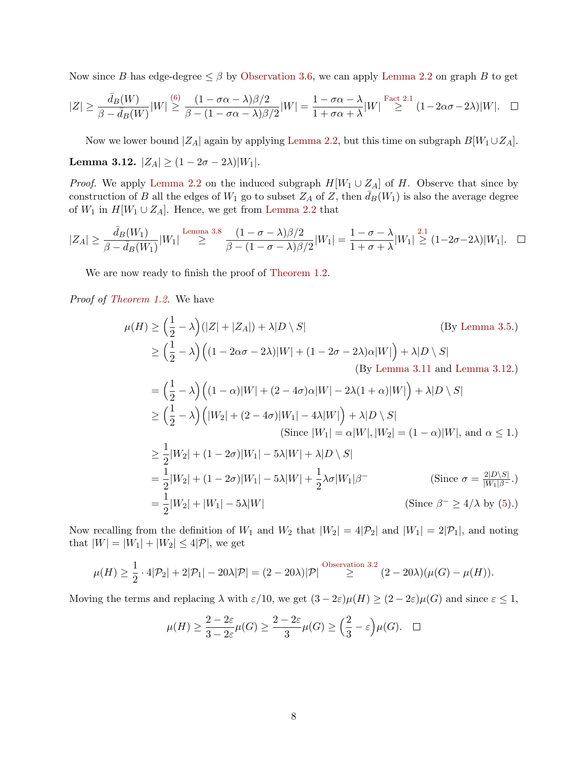Now since $B$ has edge-degree $\leq \beta$ by Observation 3.6, we can apply Lemma 2.2 on graph $B$ to get

$$|Z| \geq \frac{\bar{d}_B(W)}{\beta - \bar{d}_B(W)}|W| \overset{(6)}{\geq} \frac{(1-\sigma\alpha-\lambda)\beta/2}{\beta-(1-\sigma\alpha-\lambda)\beta/2}|W| = \frac{1-\sigma\alpha-\lambda}{1+\sigma\alpha+\lambda}|W| \overset{\text{Fact 2.1}}{\geq} (1-2\alpha\sigma-2\lambda)|W|. \quad \square$$

Now we lower bound $|Z_A|$ again by applying Lemma 2.2, but this time on subgraph $B[W_1 \cup Z_A]$.

**Lemma 3.12.** $|Z_A| \geq (1-2\sigma-2\lambda)|W_1|$.

*Proof.* We apply Lemma 2.2 on the induced subgraph $H[W_1 \cup Z_A]$ of $H$. Observe that since by construction of $B$ all the edges of $W_1$ go to subset $Z_A$ of $Z$, then $\bar{d}_B(W_1)$ is also the average degree of $W_1$ in $H[W_1 \cup Z_A]$. Hence, we get from Lemma 2.2 that

$$|Z_A| \geq \frac{\bar{d}_B(W_1)}{\beta - \bar{d}_B(W_1)}|W_1| \overset{\text{Lemma 3.8}}{\geq} \frac{(1-\sigma-\lambda)\beta/2}{\beta-(1-\sigma-\lambda)\beta/2}|W_1| = \frac{1-\sigma-\lambda}{1+\sigma+\lambda}|W_1| \overset{2.1}{\geq} (1-2\sigma-2\lambda)|W_1|. \quad \square$$

We are now ready to finish the proof of Theorem 1.2.

*Proof of Theorem 1.2.* We have

$$\begin{aligned}
\mu(H) &\geq \Big(\frac{1}{2}-\lambda\Big)(|Z|+|Z_A|) + \lambda|D\setminus S| && \text{(By Lemma 3.5.)}\\
&\geq \Big(\frac{1}{2}-\lambda\Big)\Big((1-2\alpha\sigma-2\lambda)|W| + (1-2\sigma-2\lambda)\alpha|W|\Big) + \lambda|D\setminus S| && \text{(By Lemma 3.11 and Lemma 3.12.)}\\
&= \Big(\frac{1}{2}-\lambda\Big)\Big((1-\alpha)|W| + (2-4\sigma)\alpha|W| - 2\lambda(1+\alpha)|W|\Big) + \lambda|D\setminus S| \\
&\geq \Big(\frac{1}{2}-\lambda\Big)\Big(|W_2| + (2-4\sigma)|W_1| - 4\lambda|W|\Big) + \lambda|D\setminus S| && \text{(Since } |W_1|=\alpha|W|, |W_2|=(1-\alpha)|W|, \text{ and } \alpha\leq 1.)\\
&\geq \frac{1}{2}|W_2| + (1-2\sigma)|W_1| - 5\lambda|W| + \lambda|D\setminus S| \\
&= \frac{1}{2}|W_2| + (1-2\sigma)|W_1| - 5\lambda|W| + \frac{1}{2}\lambda\sigma|W_1|\beta^- && \text{(Since } \sigma = \tfrac{2|D\setminus S|}{|W_1|\beta^-}.)\\
&= \frac{1}{2}|W_2| + |W_1| - 5\lambda|W| && \text{(Since } \beta^- \geq 4/\lambda \text{ by (5).)}
\end{aligned}$$

Now recalling from the definition of $W_1$ and $W_2$ that $|W_2| = 4|\mathcal{P}_2|$ and $|W_1| = 2|\mathcal{P}_1|$, and noting that $|W| = |W_1| + |W_2| \leq 4|\mathcal{P}|$, we get

$$\mu(H) \geq \frac{1}{2}\cdot 4|\mathcal{P}_2| + 2|\mathcal{P}_1| - 20\lambda|\mathcal{P}| = (2-20\lambda)|\mathcal{P}| \overset{\text{Observation 3.2}}{\geq} (2-20\lambda)(\mu(G)-\mu(H)).$$

Moving the terms and replacing $\lambda$ with $\varepsilon/10$, we get $(3-2\varepsilon)\mu(H) \geq (2-2\varepsilon)\mu(G)$ and since $\varepsilon \leq 1$,

$$\mu(H) \geq \frac{2-2\varepsilon}{3-2\varepsilon}\mu(G) \geq \frac{2-2\varepsilon}{3}\mu(G) \geq \Big(\frac{2}{3}-\varepsilon\Big)\mu(G). \quad \square$$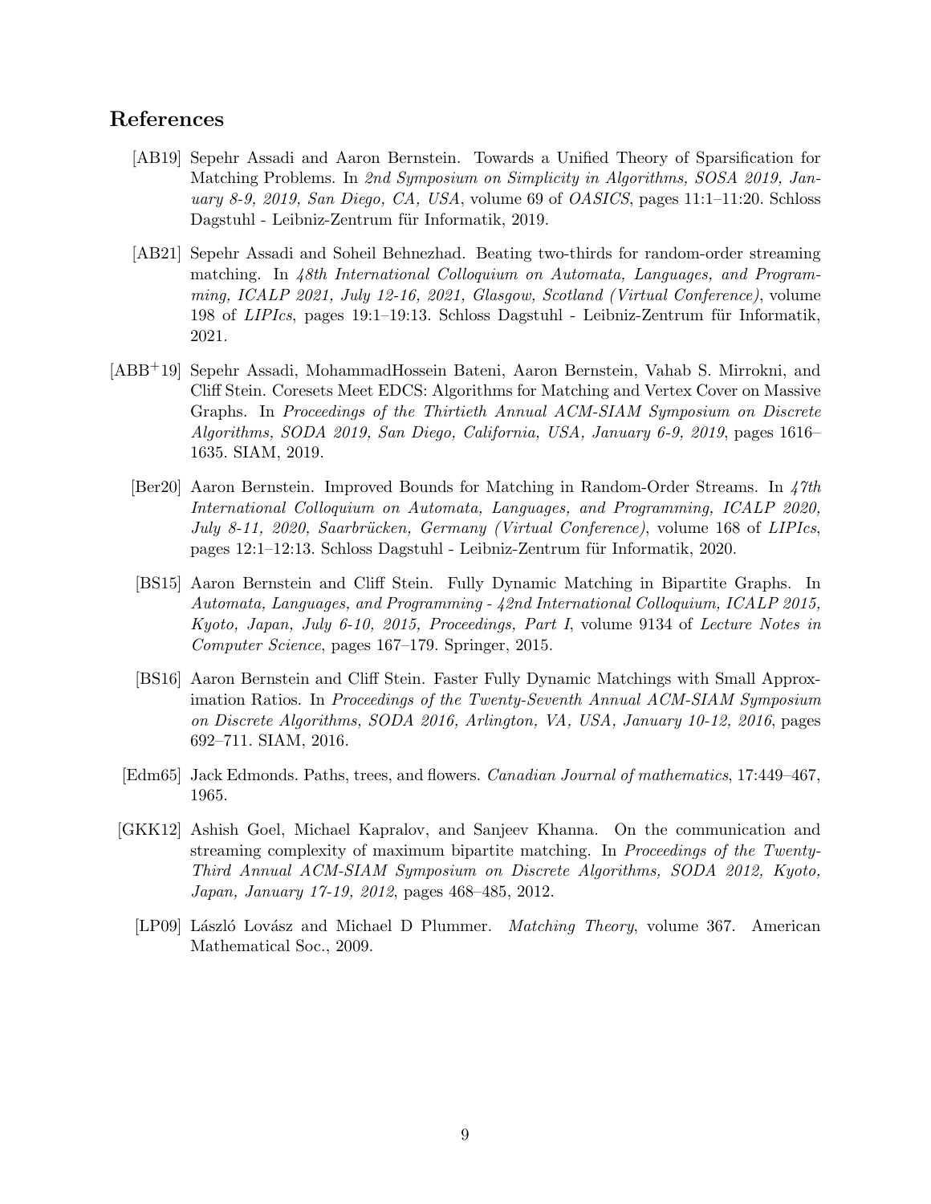## References

[AB19] Sepehr Assadi and Aaron Bernstein. Towards a Unified Theory of Sparsification for Matching Problems. In *2nd Symposium on Simplicity in Algorithms, SOSA 2019, January 8-9, 2019, San Diego, CA, USA*, volume 69 of *OASICS*, pages 11:1–11:20. Schloss Dagstuhl - Leibniz-Zentrum für Informatik, 2019.

[AB21] Sepehr Assadi and Soheil Behnezhad. Beating two-thirds for random-order streaming matching. In *48th International Colloquium on Automata, Languages, and Programming, ICALP 2021, July 12-16, 2021, Glasgow, Scotland (Virtual Conference)*, volume 198 of *LIPIcs*, pages 19:1–19:13. Schloss Dagstuhl - Leibniz-Zentrum für Informatik, 2021.

[ABB+19] Sepehr Assadi, MohammadHossein Bateni, Aaron Bernstein, Vahab S. Mirrokni, and Cliff Stein. Coresets Meet EDCS: Algorithms for Matching and Vertex Cover on Massive Graphs. In *Proceedings of the Thirtieth Annual ACM-SIAM Symposium on Discrete Algorithms, SODA 2019, San Diego, California, USA, January 6-9, 2019*, pages 1616–1635. SIAM, 2019.

[Ber20] Aaron Bernstein. Improved Bounds for Matching in Random-Order Streams. In *47th International Colloquium on Automata, Languages, and Programming, ICALP 2020, July 8-11, 2020, Saarbrücken, Germany (Virtual Conference)*, volume 168 of *LIPIcs*, pages 12:1–12:13. Schloss Dagstuhl - Leibniz-Zentrum für Informatik, 2020.

[BS15] Aaron Bernstein and Cliff Stein. Fully Dynamic Matching in Bipartite Graphs. In *Automata, Languages, and Programming - 42nd International Colloquium, ICALP 2015, Kyoto, Japan, July 6-10, 2015, Proceedings, Part I*, volume 9134 of *Lecture Notes in Computer Science*, pages 167–179. Springer, 2015.

[BS16] Aaron Bernstein and Cliff Stein. Faster Fully Dynamic Matchings with Small Approximation Ratios. In *Proceedings of the Twenty-Seventh Annual ACM-SIAM Symposium on Discrete Algorithms, SODA 2016, Arlington, VA, USA, January 10-12, 2016*, pages 692–711. SIAM, 2016.

[Edm65] Jack Edmonds. Paths, trees, and flowers. *Canadian Journal of mathematics*, 17:449–467, 1965.

[GKK12] Ashish Goel, Michael Kapralov, and Sanjeev Khanna. On the communication and streaming complexity of maximum bipartite matching. In *Proceedings of the Twenty-Third Annual ACM-SIAM Symposium on Discrete Algorithms, SODA 2012, Kyoto, Japan, January 17-19, 2012*, pages 468–485, 2012.

[LP09] László Lovász and Michael D Plummer. *Matching Theory*, volume 367. American Mathematical Soc., 2009.